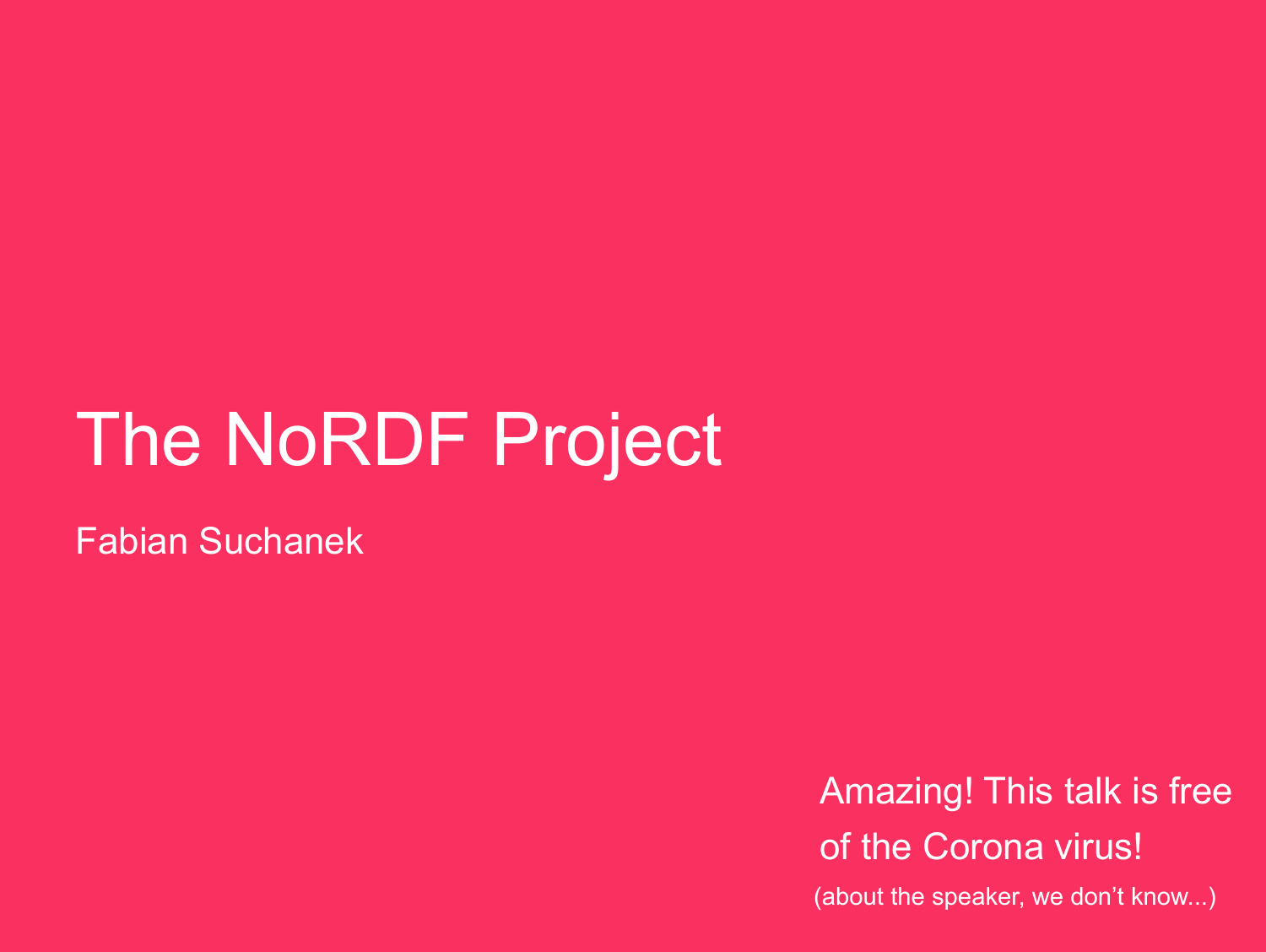# The NoRDF Project

Fabian Suchanek

Amazing! This talk is free of the Corona virus!

(about the speaker, we don’t know...)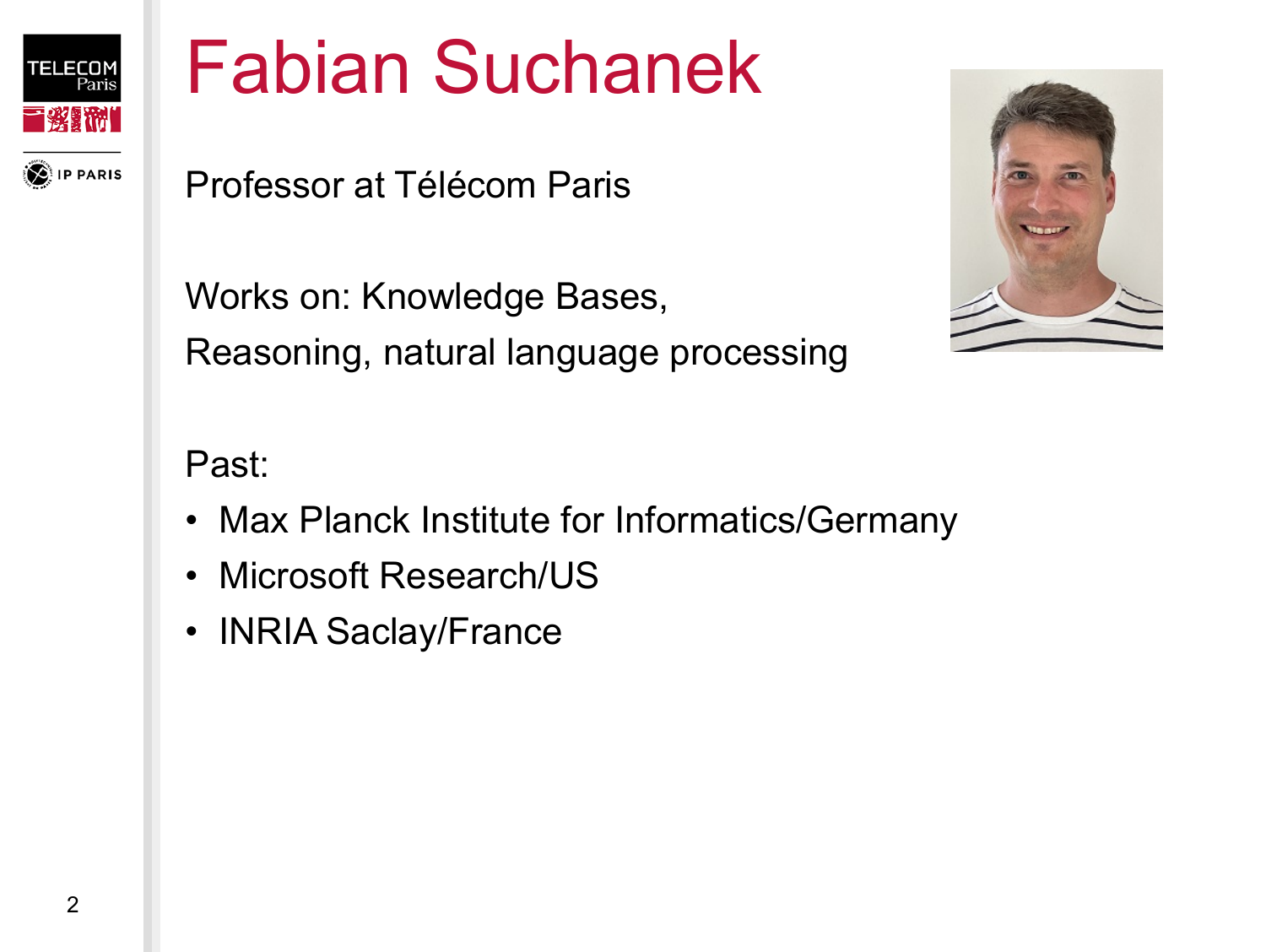# Fabian Suchanek

Professor at Télécom Paris

Works on: Knowledge Bases,
Reasoning, natural language processing

Past:

- Max Planck Institute for Informatics/Germany
- Microsoft Research/US
- INRIA Saclay/France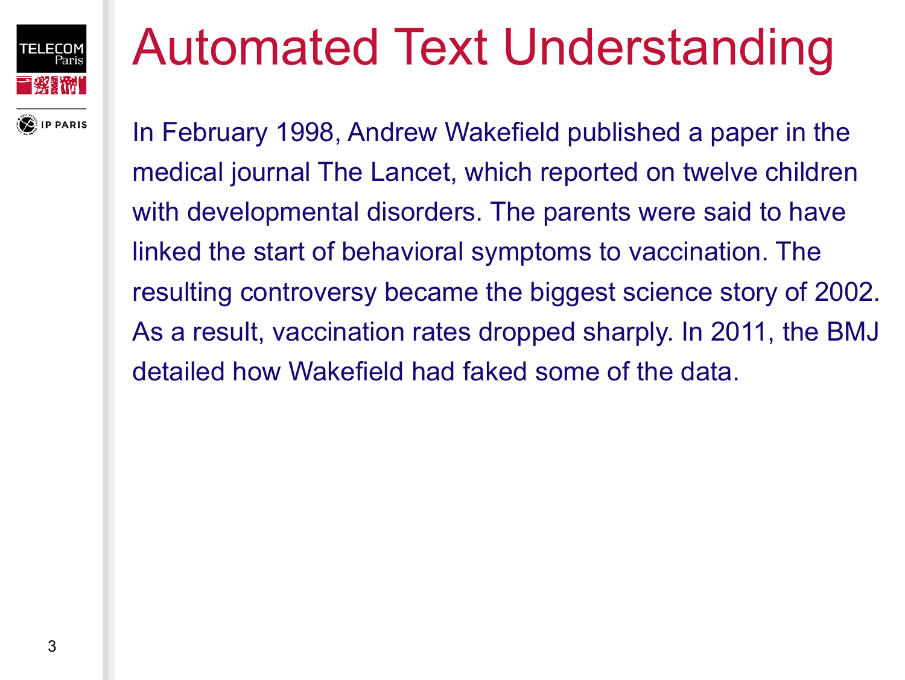# Automated Text Understanding

In February 1998, Andrew Wakefield published a paper in the medical journal The Lancet, which reported on twelve children with developmental disorders. The parents were said to have linked the start of behavioral symptoms to vaccination. The resulting controversy became the biggest science story of 2002. As a result, vaccination rates dropped sharply. In 2011, the BMJ detailed how Wakefield had faked some of the data.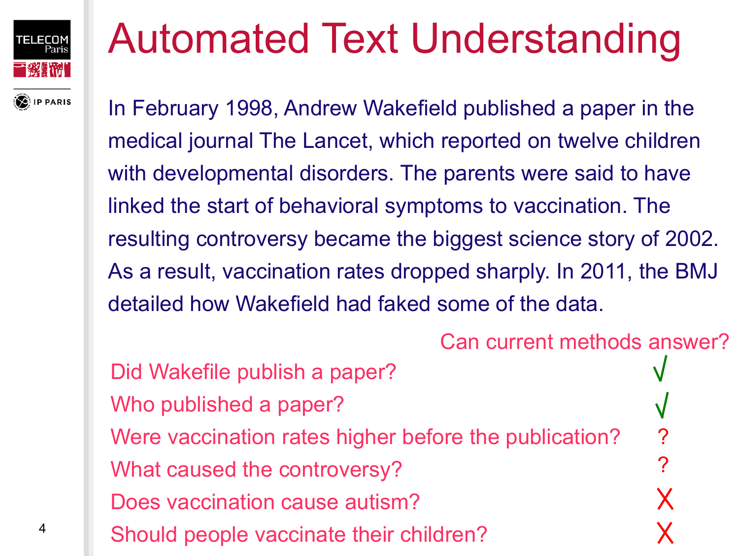# Automated Text Understanding

In February 1998, Andrew Wakefield published a paper in the medical journal The Lancet, which reported on twelve children with developmental disorders. The parents were said to have linked the start of behavioral symptoms to vaccination. The resulting controversy became the biggest science story of 2002. As a result, vaccination rates dropped sharply. In 2011, the BMJ detailed how Wakefield had faked some of the data.

| | Can current methods answer? |
|---|---|
| Did Wakefile publish a paper? | √ |
| Who published a paper? | √ |
| Were vaccination rates higher before the publication? | ? |
| What caused the controversy? | ? |
| Does vaccination cause autism? | X |
| Should people vaccinate their children? | X |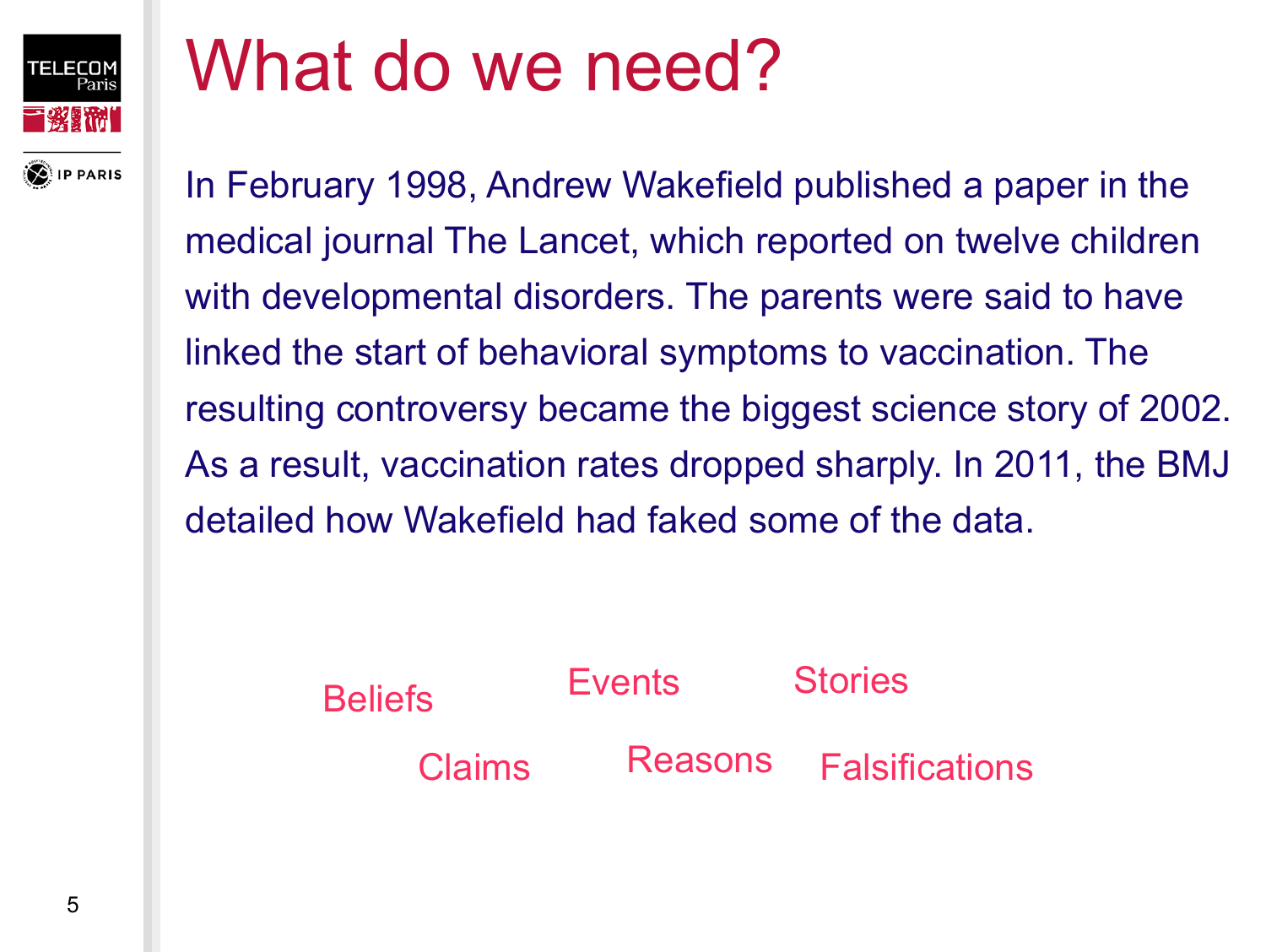# What do we need?

In February 1998, Andrew Wakefield published a paper in the medical journal The Lancet, which reported on twelve children with developmental disorders. The parents were said to have linked the start of behavioral symptoms to vaccination. The resulting controversy became the biggest science story of 2002. As a result, vaccination rates dropped sharply. In 2011, the BMJ detailed how Wakefield had faked some of the data.

Beliefs    Events    Stories

Claims    Reasons    Falsifications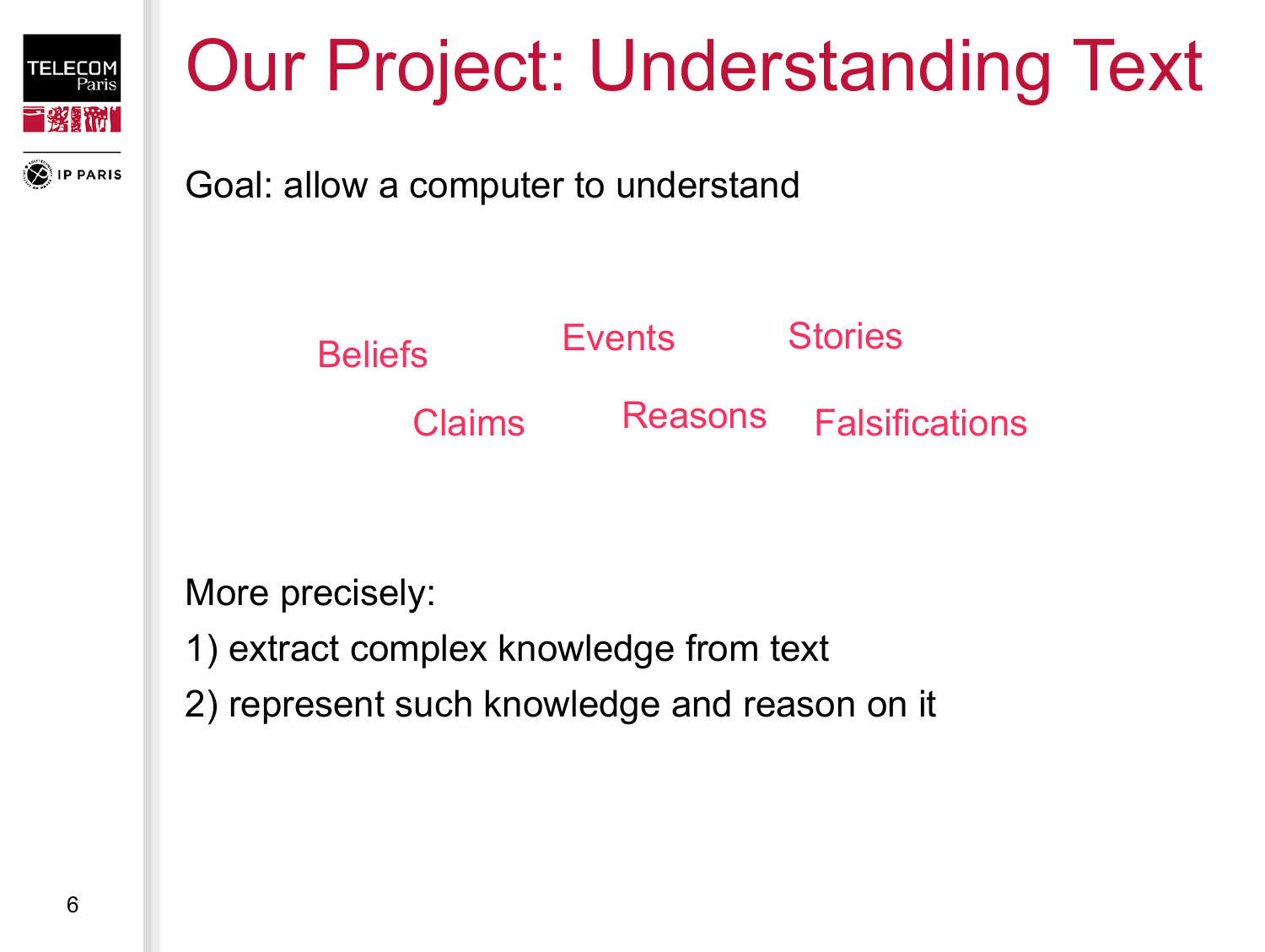# Our Project: Understanding Text

Goal: allow a computer to understand

Beliefs Events Stories

Claims Reasons Falsifications

More precisely:

1) extract complex knowledge from text
2) represent such knowledge and reason on it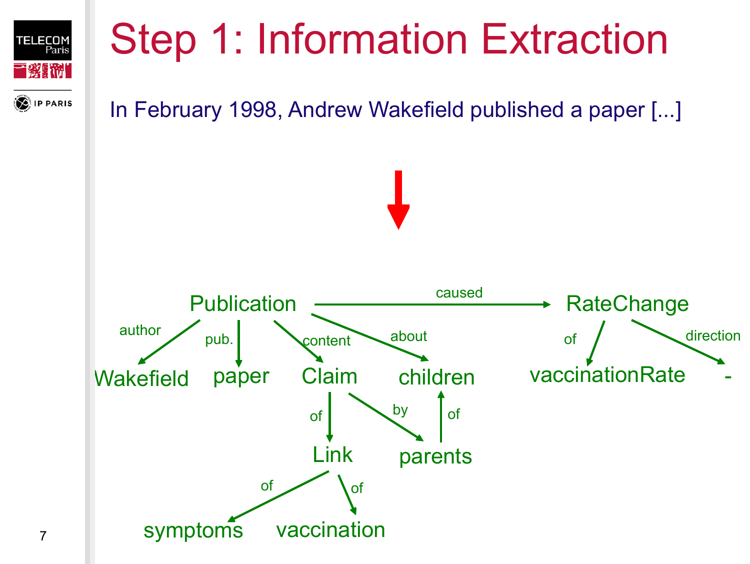# Step 1: Information Extraction

In February 1998, Andrew Wakefield published a paper [...]

Publication —caused→ RateChange

Publication —author→ Wakefield

Publication —pub.→ paper

Publication —content→ Claim

Publication —about→ children

Claim —of→ Link

Claim —by→ parents

parents —of→ children

Link —of→ symptoms

Link —of→ vaccination

RateChange —of→ vaccinationRate

RateChange —direction→ -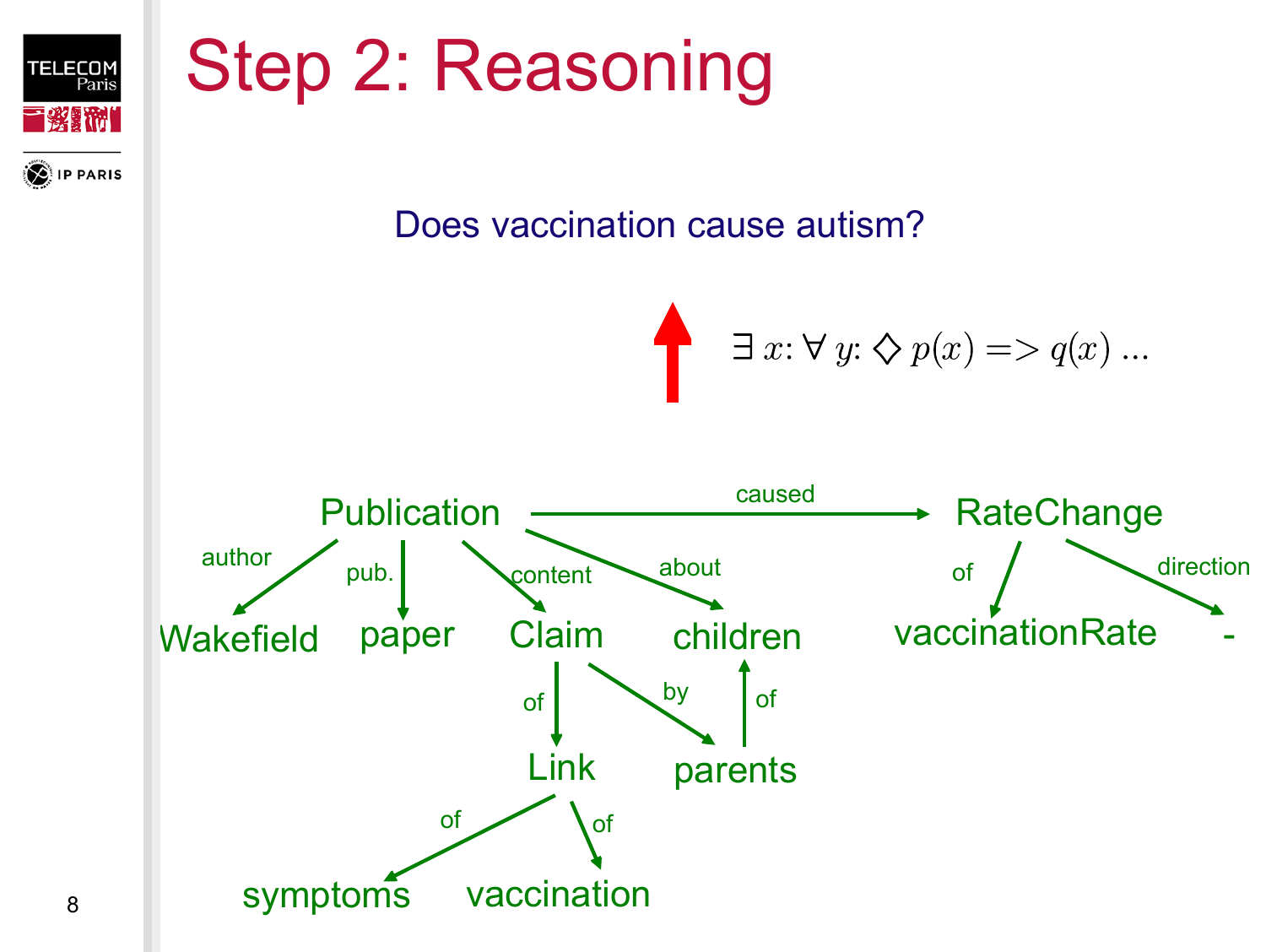# Step 2: Reasoning

Does vaccination cause autism?

$$\exists\, x{:}\ \forall\, y{:}\ \Diamond\ p(x) => q(x)\ ...$$

Publication —caused→ RateChange

Publication —author→ Wakefield

Publication —pub.→ paper

Publication —content→ Claim

Publication —about→ children

RateChange —of→ vaccinationRate

RateChange —direction→ -

Claim —of→ Link

Claim —by→ parents

parents —of→ children

Link —of→ symptoms

Link —of→ vaccination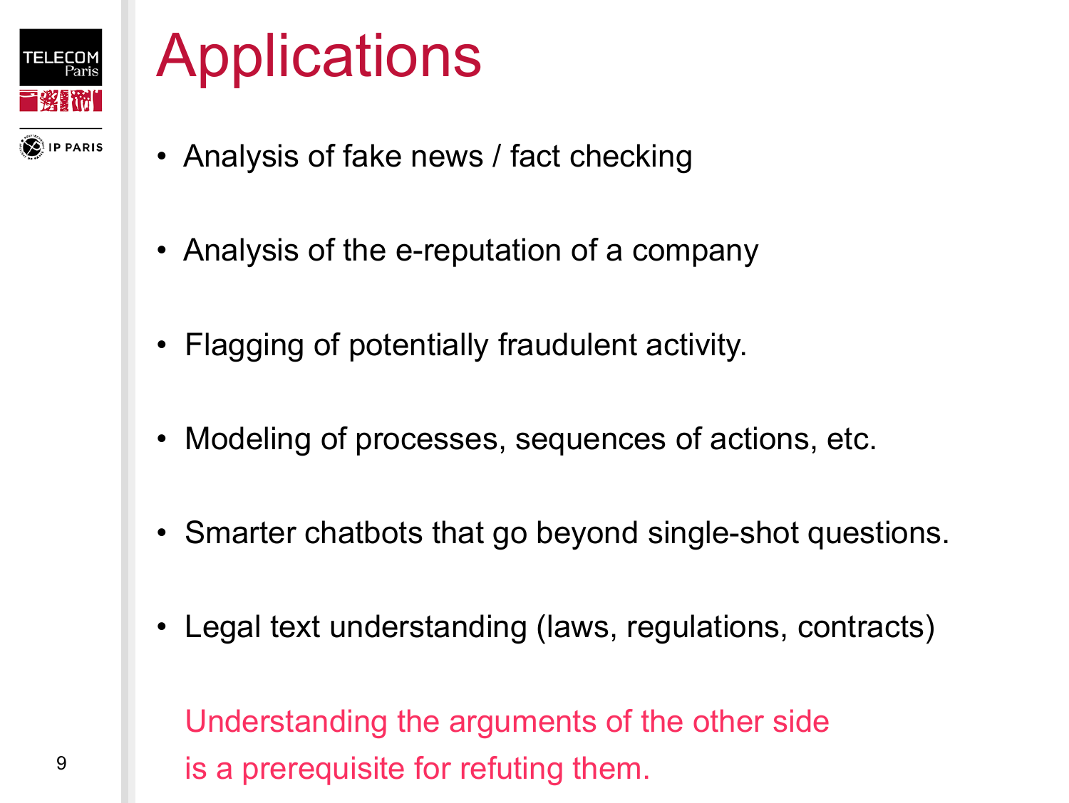# Applications

- Analysis of fake news / fact checking
- Analysis of the e-reputation of a company
- Flagging of potentially fraudulent activity.
- Modeling of processes, sequences of actions, etc.
- Smarter chatbots that go beyond single-shot questions.
- Legal text understanding (laws, regulations, contracts)

Understanding the arguments of the other side
is a prerequisite for refuting them.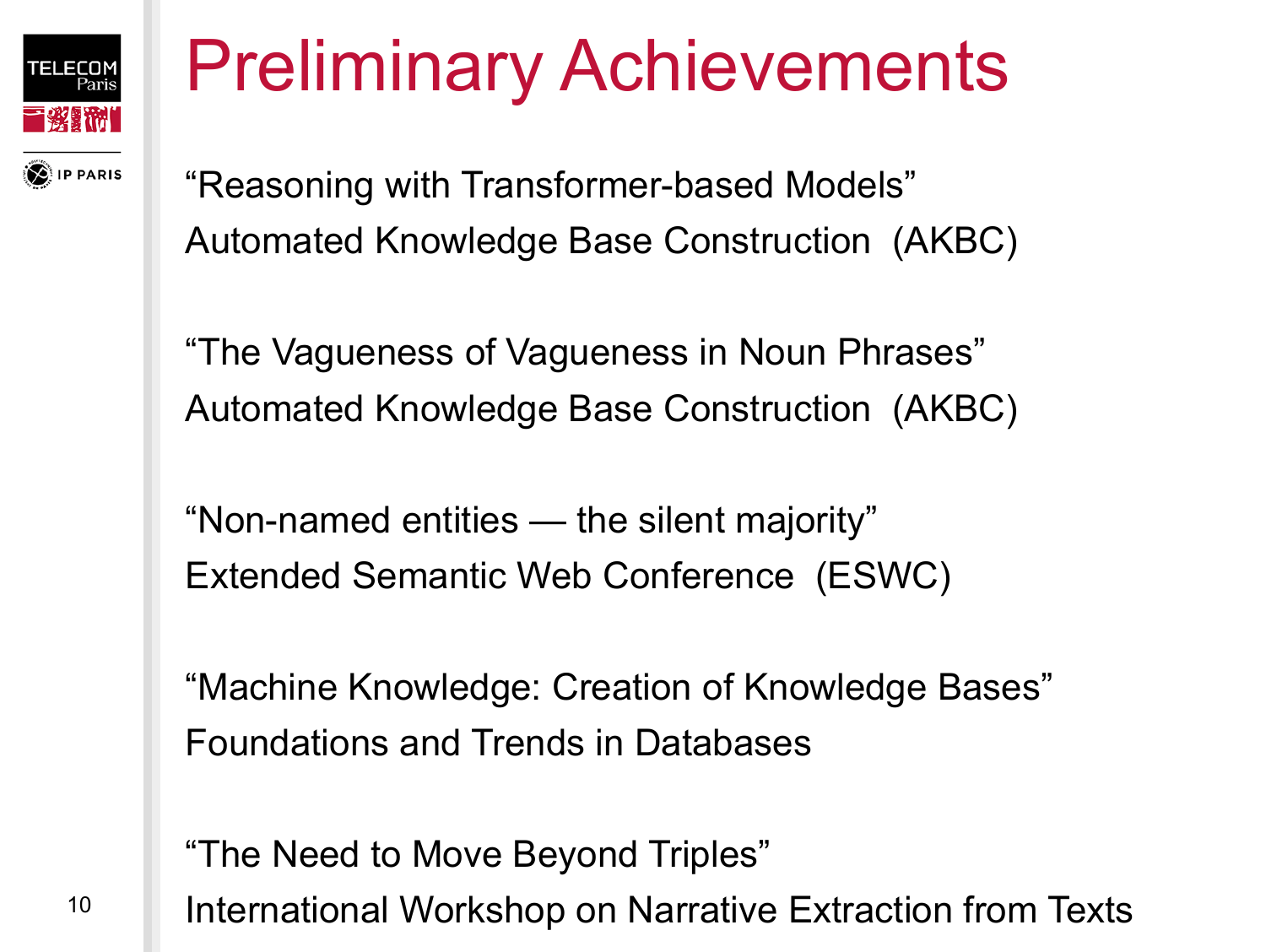# Preliminary Achievements

"Reasoning with Transformer-based Models"
Automated Knowledge Base Construction (AKBC)

"The Vagueness of Vagueness in Noun Phrases"
Automated Knowledge Base Construction (AKBC)

"Non-named entities — the silent majority"
Extended Semantic Web Conference (ESWC)

"Machine Knowledge: Creation of Knowledge Bases"
Foundations and Trends in Databases

"The Need to Move Beyond Triples"
International Workshop on Narrative Extraction from Texts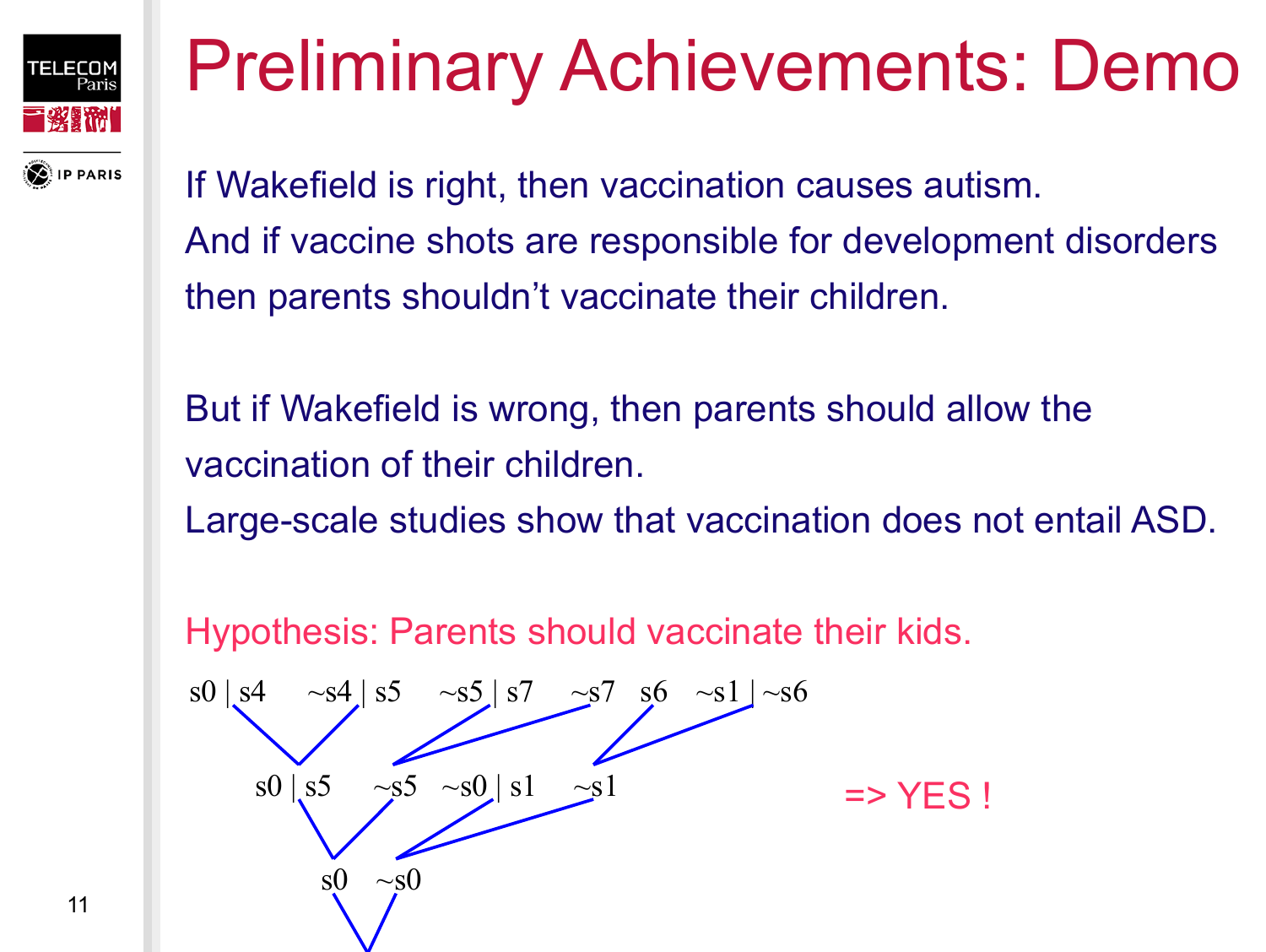# Preliminary Achievements: Demo

If Wakefield is right, then vaccination causes autism.
And if vaccine shots are responsible for development disorders then parents shouldn't vaccinate their children.

But if Wakefield is wrong, then parents should allow the vaccination of their children.
Large-scale studies show that vaccination does not entail ASD.

Hypothesis: Parents should vaccinate their kids.

s0 | s4     ~s4 | s5     ~s5 | s7     ~s7     s6     ~s1 | ~s6

s0 | s5     ~s5     ~s0 | s1     ~s1

s0     ~s0

=> YES !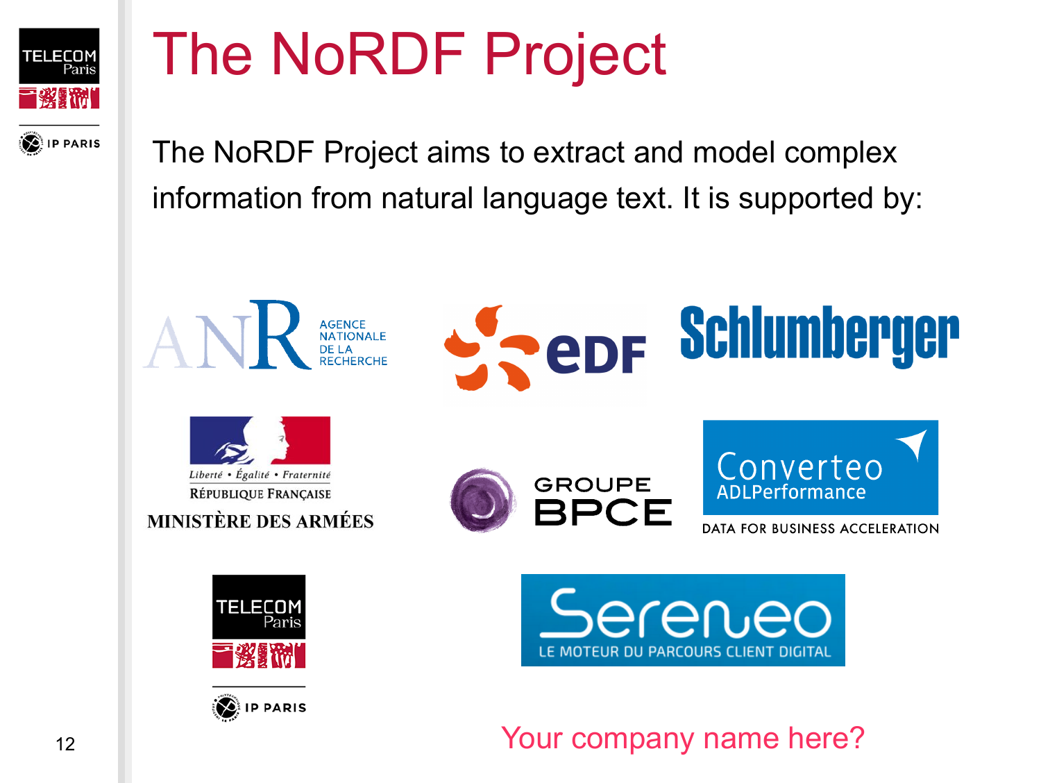# The NoRDF Project

The NoRDF Project aims to extract and model complex information from natural language text. It is supported by:

Your company name here?